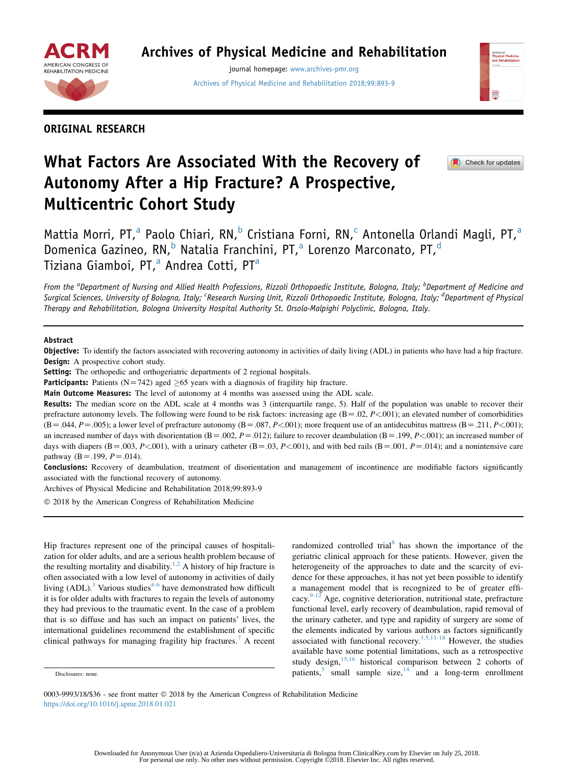ORIGINAL RESEARCH

# What Factors Are Associated With the Recovery of Autonomy After a Hip Fracture? A Prospective, Multicentric Cohort Study

Mattia Morri, PT,[a] Paolo Chiari, RN,[b] Cristiana Forni, RN,[c] Antonella Orlandi Magli, PT,[a] Domenica Gazineo, RN,[b] Natalia Franchini, PT,[a] Lorenzo Marconato, PT,[d] Tiziana Giamboi, PT,[a] Andrea Cotti, PT[a]

*From the [a]Department of Nursing and Allied Health Professions, Rizzoli Orthopaedic Institute, Bologna, Italy; [b]Department of Medicine and Surgical Sciences, University of Bologna, Italy; [c]Research Nursing Unit, Rizzoli Orthopaedic Institute, Bologna, Italy; [d]Department of Physical Therapy and Rehabilitation, Bologna University Hospital Authority St. Orsola-Malpighi Polyclinic, Bologna, Italy.*

## Abstract

**Objective:** To identify the factors associated with recovering autonomy in activities of daily living (ADL) in patients who have had a hip fracture.

**Design:** A prospective cohort study.

**Setting:** The orthopedic and orthogeriatric departments of 2 regional hospitals.

**Participants:** Patients (N=742) aged ≥65 years with a diagnosis of fragility hip fracture.

**Main Outcome Measures:** The level of autonomy at 4 months was assessed using the ADL scale.

**Results:** The median score on the ADL scale at 4 months was 3 (interquartile range, 5). Half of the population was unable to recover their prefracture autonomy levels. The following were found to be risk factors: increasing age (B=.02, $P<.001$); an elevated number of comorbidities (B=.044, $P=.005$); a lower level of prefracture autonomy (B=.087, $P<.001$); more frequent use of an antidecubitus mattress (B=.211, $P<.001$); an increased number of days with disorientation (B=.002, $P=.012$); failure to recover deambulation (B=.199, $P<.001$); an increased number of days with diapers (B=.003, $P<.001$), with a urinary catheter (B=.03, $P<.001$), and with bed rails (B=.001, $P=.014$); and a nonintensive care pathway (B=.199, $P=.014$).

**Conclusions:** Recovery of deambulation, treatment of disorientation and management of incontinence are modifiable factors significantly associated with the functional recovery of autonomy.

Archives of Physical Medicine and Rehabilitation 2018;99:893-9

© 2018 by the American Congress of Rehabilitation Medicine

Hip fractures represent one of the principal causes of hospitalization for older adults, and are a serious health problem because of the resulting mortality and disability.[1,2] A history of hip fracture is often associated with a low level of autonomy in activities of daily living (ADL).[3] Various studies[4-6] have demonstrated how difficult it is for older adults with fractures to regain the levels of autonomy they had previous to the traumatic event. In the case of a problem that is so diffuse and has such an impact on patients' lives, the international guidelines recommend the establishment of specific clinical pathways for managing fragility hip fractures.[7] A recent randomized controlled trial[8] has shown the importance of the geriatric clinical approach for these patients. However, given the heterogeneity of the approaches to date and the scarcity of evidence for these approaches, it has not yet been possible to identify a management model that is recognized to be of greater efficacy.[9-12] Age, cognitive deterioration, nutritional state, prefracture functional level, early recovery of deambulation, rapid removal of the urinary catheter, and type and rapidity of surgery are some of the elements indicated by various authors as factors significantly associated with functional recovery.[3,5,11-18] However, the studies available have some potential limitations, such as a retrospective study design,[15,16] historical comparison between 2 cohorts of patients,[5] small sample size,[14] and a long-term enrollment

Disclosures: none.

0003-9993/18/$36 - see front matter © 2018 by the American Congress of Rehabilitation Medicine
https://doi.org/10.1016/j.apmr.2018.01.021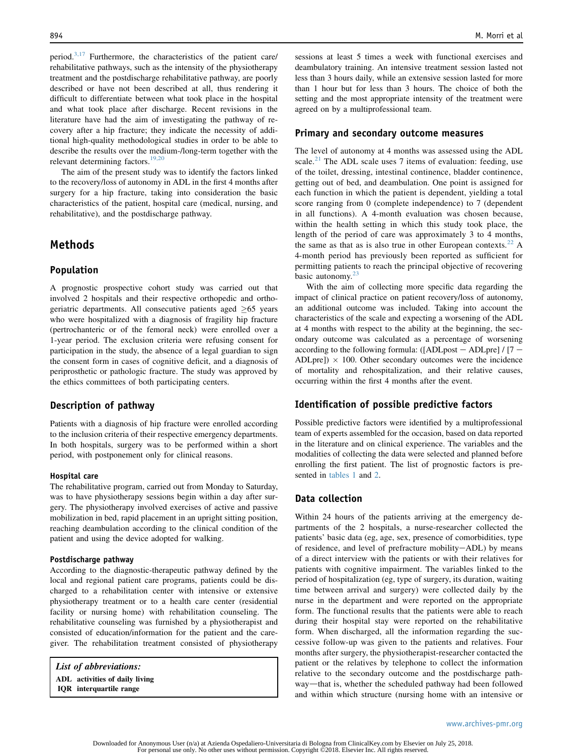period.[3,17] Furthermore, the characteristics of the patient care/rehabilitative pathways, such as the intensity of the physiotherapy treatment and the postdischarge rehabilitative pathway, are poorly described or have not been described at all, thus rendering it difficult to differentiate between what took place in the hospital and what took place after discharge. Recent revisions in the literature have had the aim of investigating the pathway of recovery after a hip fracture; they indicate the necessity of additional high-quality methodological studies in order to be able to describe the results over the medium-/long-term together with the relevant determining factors.[19,20]

The aim of the present study was to identify the factors linked to the recovery/loss of autonomy in ADL in the first 4 months after surgery for a hip fracture, taking into consideration the basic characteristics of the patient, hospital care (medical, nursing, and rehabilitative), and the postdischarge pathway.

## Methods

### Population

A prognostic prospective cohort study was carried out that involved 2 hospitals and their respective orthopedic and orthogeriatric departments. All consecutive patients aged $\geq$65 years who were hospitalized with a diagnosis of fragility hip fracture (pertrochanteric or of the femoral neck) were enrolled over a 1-year period. The exclusion criteria were refusing consent for participation in the study, the absence of a legal guardian to sign the consent form in cases of cognitive deficit, and a diagnosis of periprosthetic or pathologic fracture. The study was approved by the ethics committees of both participating centers.

### Description of pathway

Patients with a diagnosis of hip fracture were enrolled according to the inclusion criteria of their respective emergency departments. In both hospitals, surgery was to be performed within a short period, with postponement only for clinical reasons.

#### Hospital care

The rehabilitative program, carried out from Monday to Saturday, was to have physiotherapy sessions begin within a day after surgery. The physiotherapy involved exercises of active and passive mobilization in bed, rapid placement in an upright sitting position, reaching deambulation according to the clinical condition of the patient and using the device adopted for walking.

#### Postdischarge pathway

According to the diagnostic-therapeutic pathway defined by the local and regional patient care programs, patients could be discharged to a rehabilitation center with intensive or extensive physiotherapy treatment or to a health care center (residential facility or nursing home) with rehabilitation counseling. The rehabilitative counseling was furnished by a physiotherapist and consisted of education/information for the patient and the caregiver. The rehabilitation treatment consisted of physiotherapy sessions at least 5 times a week with functional exercises and deambulatory training. An intensive treatment session lasted not less than 3 hours daily, while an extensive session lasted for more than 1 hour but for less than 3 hours. The choice of both the setting and the most appropriate intensity of the treatment were agreed on by a multiprofessional team.

### Primary and secondary outcome measures

The level of autonomy at 4 months was assessed using the ADL scale.[21] The ADL scale uses 7 items of evaluation: feeding, use of the toilet, dressing, intestinal continence, bladder continence, getting out of bed, and deambulation. One point is assigned for each function in which the patient is dependent, yielding a total score ranging from 0 (complete independence) to 7 (dependent in all functions). A 4-month evaluation was chosen because, within the health setting in which this study took place, the length of the period of care was approximately 3 to 4 months, the same as that as is also true in other European contexts.[22] A 4-month period has previously been reported as sufficient for permitting patients to reach the principal objective of recovering basic autonomy.[23]

With the aim of collecting more specific data regarding the impact of clinical practice on patient recovery/loss of autonomy, an additional outcome was included. Taking into account the characteristics of the scale and expecting a worsening of the ADL at 4 months with respect to the ability at the beginning, the secondary outcome was calculated as a percentage of worsening according to the following formula: ([ADLpost − ADLpre] / [7 − ADLpre]) × 100. Other secondary outcomes were the incidence of mortality and rehospitalization, and their relative causes, occurring within the first 4 months after the event.

### Identification of possible predictive factors

Possible predictive factors were identified by a multiprofessional team of experts assembled for the occasion, based on data reported in the literature and on clinical experience. The variables and the modalities of collecting the data were selected and planned before enrolling the first patient. The list of prognostic factors is presented in tables 1 and 2.

### Data collection

Within 24 hours of the patients arriving at the emergency departments of the 2 hospitals, a nurse-researcher collected the patients' basic data (eg, age, sex, presence of comorbidities, type of residence, and level of prefracture mobility—ADL) by means of a direct interview with the patients or with their relatives for patients with cognitive impairment. The variables linked to the period of hospitalization (eg, type of surgery, its duration, waiting time between arrival and surgery) were collected daily by the nurse in the department and were reported on the appropriate form. The functional results that the patients were able to reach during their hospital stay were reported on the rehabilitative form. When discharged, all the information regarding the successive follow-up was given to the patients and relatives. Four months after surgery, the physiotherapist-researcher contacted the patient or the relatives by telephone to collect the information relative to the secondary outcome and the postdischarge pathway—that is, whether the scheduled pathway had been followed and within which structure (nursing home with an intensive or

*List of abbreviations:*
**ADL** activities of daily living
**IQR** interquartile range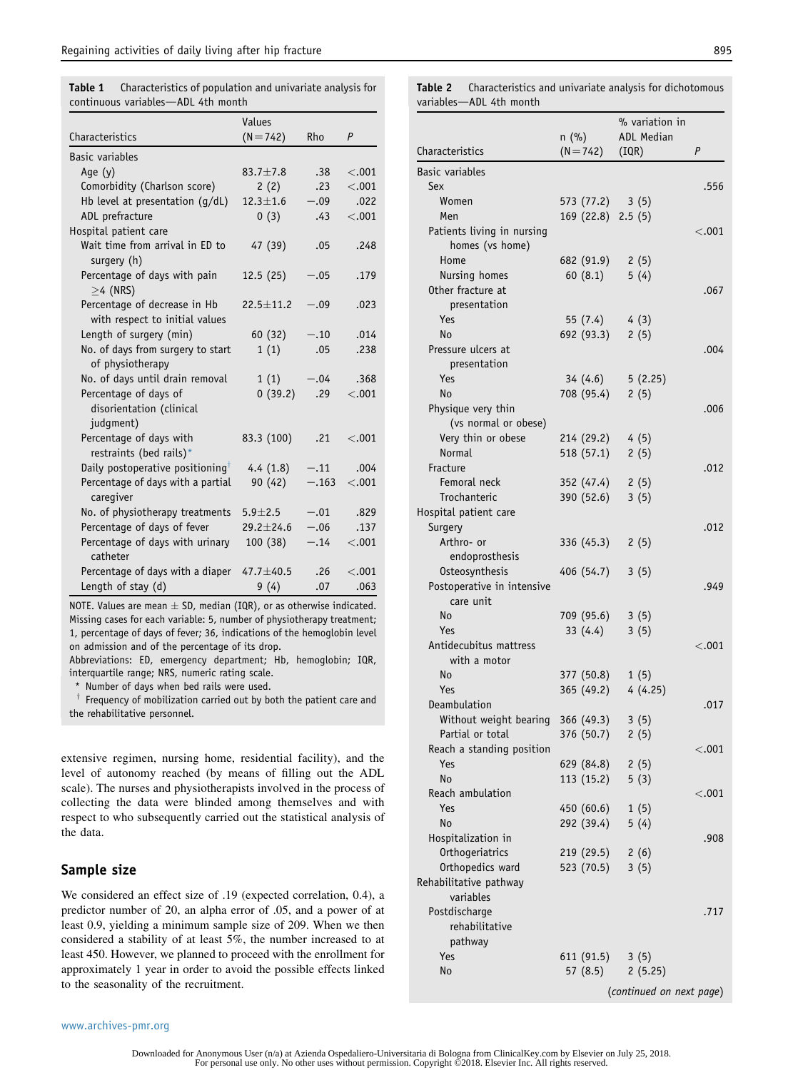**Table 1** Characteristics of population and univariate analysis for continuous variables—ADL 4th month

| Characteristics | Values (N=742) | Rho | P |
|---|---|---|---|
| Basic variables | | | |
| Age (y) | 83.7±7.8 | .38 | <.001 |
| Comorbidity (Charlson score) | 2 (2) | .23 | <.001 |
| Hb level at presentation (g/dL) | 12.3±1.6 | −.09 | .022 |
| ADL prefracture | 0 (3) | .43 | <.001 |
| Hospital patient care | | | |
| Wait time from arrival in ED to surgery (h) | 47 (39) | .05 | .248 |
| Percentage of days with pain ≥4 (NRS) | 12.5 (25) | −.05 | .179 |
| Percentage of decrease in Hb with respect to initial values | 22.5±11.2 | −.09 | .023 |
| Length of surgery (min) | 60 (32) | −.10 | .014 |
| No. of days from surgery to start of physiotherapy | 1 (1) | .05 | .238 |
| No. of days until drain removal | 1 (1) | −.04 | .368 |
| Percentage of days of disorientation (clinical judgment) | 0 (39.2) | .29 | <.001 |
| Percentage of days with restraints (bed rails)* | 83.3 (100) | .21 | <.001 |
| Daily postoperative positioning† | 4.4 (1.8) | −.11 | .004 |
| Percentage of days with a partial caregiver | 90 (42) | −.163 | <.001 |
| No. of physiotherapy treatments | 5.9±2.5 | −.01 | .829 |
| Percentage of days of fever | 29.2±24.6 | −.06 | .137 |
| Percentage of days with urinary catheter | 100 (38) | −.14 | <.001 |
| Percentage of days with a diaper | 47.7±40.5 | .26 | <.001 |
| Length of stay (d) | 9 (4) | .07 | .063 |

NOTE. Values are mean ± SD, median (IQR), or as otherwise indicated. Missing cases for each variable: 5, number of physiotherapy treatment; 1, percentage of days of fever; 36, indications of the hemoglobin level on admission and of the percentage of its drop.

Abbreviations: ED, emergency department; Hb, hemoglobin; IQR, interquartile range; NRS, numeric rating scale.

\* Number of days when bed rails were used.

† Frequency of mobilization carried out by both the patient care and the rehabilitative personnel.

extensive regimen, nursing home, residential facility), and the level of autonomy reached (by means of filling out the ADL scale). The nurses and physiotherapists involved in the process of collecting the data were blinded among themselves and with respect to who subsequently carried out the statistical analysis of the data.

## Sample size

We considered an effect size of .19 (expected correlation, 0.4), a predictor number of 20, an alpha error of .05, and a power of at least 0.9, yielding a minimum sample size of 209. When we then considered a stability of at least 5%, the number increased to at least 450. However, we planned to proceed with the enrollment for approximately 1 year in order to avoid the possible effects linked to the seasonality of the recruitment.

**Table 2** Characteristics and univariate analysis for dichotomous variables—ADL 4th month

| Characteristics | n (%) (N=742) | % variation in ADL Median (IQR) | P |
|---|---|---|---|
| Basic variables | | | |
| Sex | | | .556 |
| Women | 573 (77.2) | 3 (5) | |
| Men | 169 (22.8) | 2.5 (5) | |
| Patients living in nursing homes (vs home) | | | <.001 |
| Home | 682 (91.9) | 2 (5) | |
| Nursing homes | 60 (8.1) | 5 (4) | |
| Other fracture at presentation | | | .067 |
| Yes | 55 (7.4) | 4 (3) | |
| No | 692 (93.3) | 2 (5) | |
| Pressure ulcers at presentation | | | .004 |
| Yes | 34 (4.6) | 5 (2.25) | |
| No | 708 (95.4) | 2 (5) | |
| Physique very thin (vs normal or obese) | | | .006 |
| Very thin or obese | 214 (29.2) | 4 (5) | |
| Normal | 518 (57.1) | 2 (5) | |
| Fracture | | | .012 |
| Femoral neck | 352 (47.4) | 2 (5) | |
| Trochanteric | 390 (52.6) | 3 (5) | |
| Hospital patient care | | | |
| Surgery | | | .012 |
| Arthro- or endoprosthesis | 336 (45.3) | 2 (5) | |
| Osteosynthesis | 406 (54.7) | 3 (5) | |
| Postoperative in intensive care unit | | | .949 |
| No | 709 (95.6) | 3 (5) | |
| Yes | 33 (4.4) | 3 (5) | |
| Antidecubitus mattress with a motor | | | <.001 |
| No | 377 (50.8) | 1 (5) | |
| Yes | 365 (49.2) | 4 (4.25) | |
| Deambulation | | | .017 |
| Without weight bearing | 366 (49.3) | 3 (5) | |
| Partial or total | 376 (50.7) | 2 (5) | |
| Reach a standing position | | | <.001 |
| Yes | 629 (84.8) | 2 (5) | |
| No | 113 (15.2) | 5 (3) | |
| Reach ambulation | | | <.001 |
| Yes | 450 (60.6) | 1 (5) | |
| No | 292 (39.4) | 5 (4) | |
| Hospitalization in | | | .908 |
| Orthogeriatrics | 219 (29.5) | 2 (6) | |
| Orthopedics ward | 523 (70.5) | 3 (5) | |
| Rehabilitative pathway variables | | | |
| Postdischarge rehabilitative pathway | | | .717 |
| Yes | 611 (91.5) | 3 (5) | |
| No | 57 (8.5) | 2 (5.25) | |

(*continued on next page*)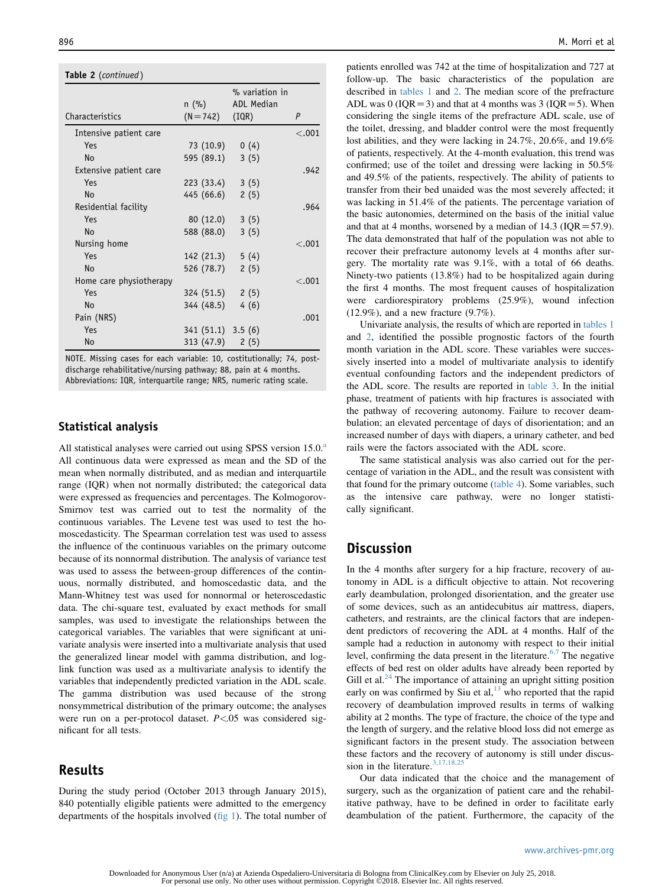**Table 2** (*continued*)

| Characteristics | n (%) (N=742) | % variation in ADL Median (IQR) | P |
| --- | --- | --- | --- |
| Intensive patient care | | | <.001 |
| Yes | 73 (10.9) | 0 (4) | |
| No | 595 (89.1) | 3 (5) | |
| Extensive patient care | | | .942 |
| Yes | 223 (33.4) | 3 (5) | |
| No | 445 (66.6) | 2 (5) | |
| Residential facility | | | .964 |
| Yes | 80 (12.0) | 3 (5) | |
| No | 588 (88.0) | 3 (5) | |
| Nursing home | | | <.001 |
| Yes | 142 (21.3) | 5 (4) | |
| No | 526 (78.7) | 2 (5) | |
| Home care physiotherapy | | | <.001 |
| Yes | 324 (51.5) | 2 (5) | |
| No | 344 (48.5) | 4 (6) | |
| Pain (NRS) | | | .001 |
| Yes | 341 (51.1) | 3.5 (6) | |
| No | 313 (47.9) | 2 (5) | |

NOTE. Missing cases for each variable: 10, costitutionally; 74, post-discharge rehabilitative/nursing pathway; 88, pain at 4 months.
Abbreviations: IQR, interquartile range; NRS, numeric rating scale.

### Statistical analysis

All statistical analyses were carried out using SPSS version 15.0.[a] All continuous data were expressed as mean and the SD of the mean when normally distributed, and as median and interquartile range (IQR) when not normally distributed; the categorical data were expressed as frequencies and percentages. The Kolmogorov-Smirnov test was carried out to test the normality of the continuous variables. The Levene test was used to test the homoscedasticity. The Spearman correlation test was used to assess the influence of the continuous variables on the primary outcome because of its nonnormal distribution. The analysis of variance test was used to assess the between-group differences of the continuous, normally distributed, and homoscedastic data, and the Mann-Whitney test was used for nonnormal or heteroscedastic data. The chi-square test, evaluated by exact methods for small samples, was used to investigate the relationships between the categorical variables. The variables that were significant at univariate analysis were inserted into a multivariate analysis that used the generalized linear model with gamma distribution, and log-link function was used as a multivariate analysis to identify the variables that independently predicted variation in the ADL scale. The gamma distribution was used because of the strong nonsymmetrical distribution of the primary outcome; the analyses were run on a per-protocol dataset. $P<.05$ was considered significant for all tests.

## Results

During the study period (October 2013 through January 2015), 840 potentially eligible patients were admitted to the emergency departments of the hospitals involved (fig 1). The total number of patients enrolled was 742 at the time of hospitalization and 727 at follow-up. The basic characteristics of the population are described in tables 1 and 2. The median score of the prefracture ADL was 0 (IQR=3) and that at 4 months was 3 (IQR=5). When considering the single items of the prefracture ADL scale, use of the toilet, dressing, and bladder control were the most frequently lost abilities, and they were lacking in 24.7%, 20.6%, and 19.6% of patients, respectively. At the 4-month evaluation, this trend was confirmed; use of the toilet and dressing were lacking in 50.5% and 49.5% of the patients, respectively. The ability of patients to transfer from their bed unaided was the most severely affected; it was lacking in 51.4% of the patients. The percentage variation of the basic autonomies, determined on the basis of the initial value and that at 4 months, worsened by a median of 14.3 (IQR=57.9). The data demonstrated that half of the population was not able to recover their prefracture autonomy levels at 4 months after surgery. The mortality rate was 9.1%, with a total of 66 deaths. Ninety-two patients (13.8%) had to be hospitalized again during the first 4 months. The most frequent causes of hospitalization were cardiorespiratory problems (25.9%), wound infection (12.9%), and a new fracture (9.7%).

Univariate analysis, the results of which are reported in tables 1 and 2, identified the possible prognostic factors of the fourth month variation in the ADL score. These variables were successively inserted into a model of multivariate analysis to identify eventual confounding factors and the independent predictors of the ADL score. The results are reported in table 3. In the initial phase, treatment of patients with hip fractures is associated with the pathway of recovering autonomy. Failure to recover deambulation; an elevated percentage of days of disorientation; and an increased number of days with diapers, a urinary catheter, and bed rails were the factors associated with the ADL score.

The same statistical analysis was also carried out for the percentage of variation in the ADL, and the result was consistent with that found for the primary outcome (table 4). Some variables, such as the intensive care pathway, were no longer statistically significant.

## Discussion

In the 4 months after surgery for a hip fracture, recovery of autonomy in ADL is a difficult objective to attain. Not recovering early deambulation, prolonged disorientation, and the greater use of some devices, such as an antidecubitus air mattress, diapers, catheters, and restraints, are the clinical factors that are independent predictors of recovering the ADL at 4 months. Half of the sample had a reduction in autonomy with respect to their initial level, confirming the data present in the literature.[6,7] The negative effects of bed rest on older adults have already been reported by Gill et al.[24] The importance of attaining an upright sitting position early on was confirmed by Siu et al,[13] who reported that the rapid recovery of deambulation improved results in terms of walking ability at 2 months. The type of fracture, the choice of the type and the length of surgery, and the relative blood loss did not emerge as significant factors in the present study. The association between these factors and the recovery of autonomy is still under discussion in the literature.[3,17,18,25]

Our data indicated that the choice and the management of surgery, such as the organization of patient care and the rehabilitative pathway, have to be defined in order to facilitate early deambulation of the patient. Furthermore, the capacity of the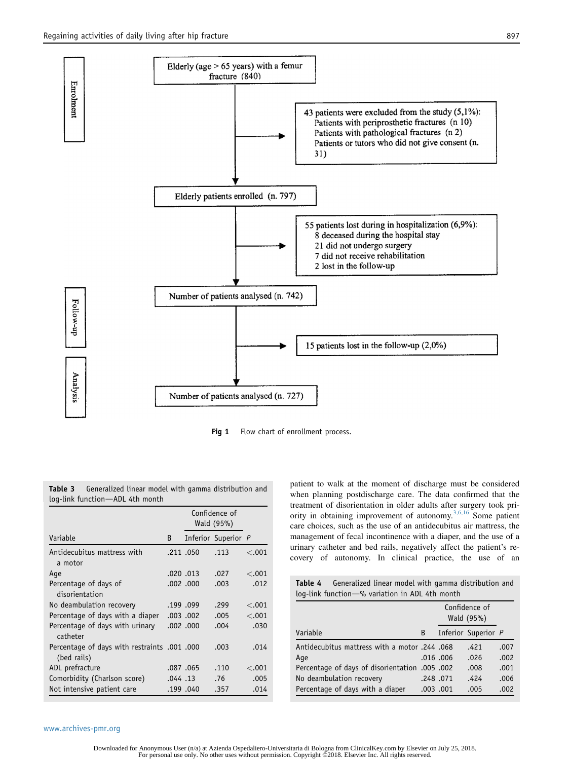Elderly (age > 65 years) with a femur fracture (840)

43 patients were excluded from the study (5,1%):
Patients with periprosthetic fractures (n 10)
Patients with pathological fractures (n 2)
Patients or tutors who did not give consent (n. 31)

Elderly patients enrolled (n. 797)

55 patients lost during in hospitalization (6,9%):
8 deceased during the hospital stay
21 did not undergo surgery
7 did not receive rehabilitation
2 lost in the follow-up

Number of patients analysed (n. 742)

15 patients lost in the follow-up (2,0%)

Number of patients analysed (n. 727)

Enrolment

Follow-up

Analysis

**Fig 1** Flow chart of enrollment process.

**Table 3** Generalized linear model with gamma distribution and log-link function—ADL 4th month

| | | Confidence of Wald (95%) | | |
|---|---|---|---|---|
| Variable | B | Inferior | Superior | P |
| Antidecubitus mattress with a motor | .211 | .050 | .113 | <.001 |
| Age | .020 | .013 | .027 | <.001 |
| Percentage of days of disorientation | .002 | .000 | .003 | .012 |
| No deambulation recovery | .199 | .099 | .299 | <.001 |
| Percentage of days with a diaper | .003 | .002 | .005 | <.001 |
| Percentage of days with urinary catheter | .002 | .000 | .004 | .030 |
| Percentage of days with restraints (bed rails) | .001 | .000 | .003 | .014 |
| ADL prefracture | .087 | .065 | .110 | <.001 |
| Comorbidity (Charlson score) | .044 | .13 | .76 | .005 |
| Not intensive patient care | .199 | .040 | .357 | .014 |

patient to walk at the moment of discharge must be considered when planning postdischarge care. The data confirmed that the treatment of disorientation in older adults after surgery took priority in obtaining improvement of autonomy.[3,6,16] Some patient care choices, such as the use of an antidecubitus air mattress, the management of fecal incontinence with a diaper, and the use of a urinary catheter and bed rails, negatively affect the patient's recovery of autonomy. In clinical practice, the use of an

**Table 4** Generalized linear model with gamma distribution and log-link function—% variation in ADL 4th month

| | | Confidence of Wald (95%) | | |
|---|---|---|---|---|
| Variable | B | Inferior | Superior | P |
| Antidecubitus mattress with a motor | .244 | .068 | .421 | .007 |
| Age | .016 | .006 | .026 | .002 |
| Percentage of days of disorientation | .005 | .002 | .008 | .001 |
| No deambulation recovery | .248 | .071 | .424 | .006 |
| Percentage of days with a diaper | .003 | .001 | .005 | .002 |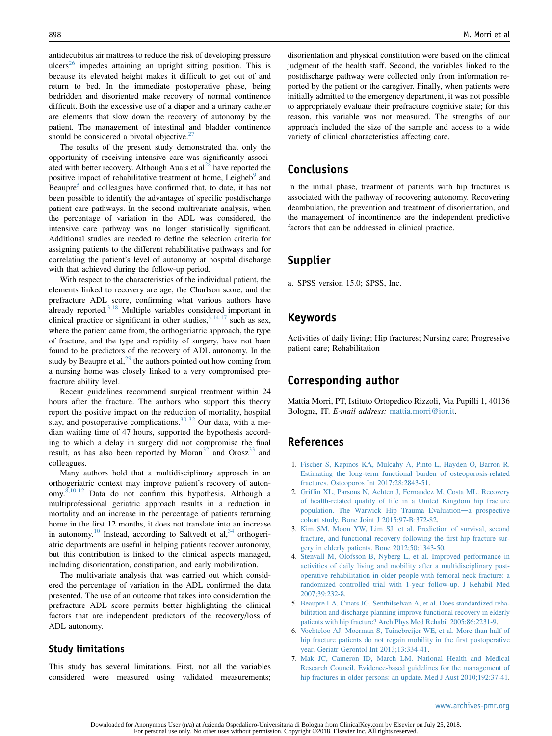antidecubitus air mattress to reduce the risk of developing pressure ulcers[26] impedes attaining an upright sitting position. This is because its elevated height makes it difficult to get out of and return to bed. In the immediate postoperative phase, being bedridden and disoriented make recovery of normal continence difficult. Both the excessive use of a diaper and a urinary catheter are elements that slow down the recovery of autonomy by the patient. The management of intestinal and bladder continence should be considered a pivotal objective.[27]

The results of the present study demonstrated that only the opportunity of receiving intensive care was significantly associated with better recovery. Although Auais et al[28] have reported the positive impact of rehabilitative treatment at home, Leigheb[9] and Beaupre[5] and colleagues have confirmed that, to date, it has not been possible to identify the advantages of specific postdischarge patient care pathways. In the second multivariate analysis, when the percentage of variation in the ADL was considered, the intensive care pathway was no longer statistically significant. Additional studies are needed to define the selection criteria for assigning patients to the different rehabilitative pathways and for correlating the patient's level of autonomy at hospital discharge with that achieved during the follow-up period.

With respect to the characteristics of the individual patient, the elements linked to recovery are age, the Charlson score, and the prefracture ADL score, confirming what various authors have already reported.[3,18] Multiple variables considered important in clinical practice or significant in other studies,[3,14,17] such as sex, where the patient came from, the orthogeriatric approach, the type of fracture, and the type and rapidity of surgery, have not been found to be predictors of the recovery of ADL autonomy. In the study by Beaupre et al,[29] the authors pointed out how coming from a nursing home was closely linked to a very compromised prefracture ability level.

Recent guidelines recommend surgical treatment within 24 hours after the fracture. The authors who support this theory report the positive impact on the reduction of mortality, hospital stay, and postoperative complications.[30-32] Our data, with a median waiting time of 47 hours, supported the hypothesis according to which a delay in surgery did not compromise the final result, as has also been reported by Moran[32] and Orosz[33] and colleagues.

Many authors hold that a multidisciplinary approach in an orthogeriatric context may improve patient's recovery of autonomy.[8,10-12] Data do not confirm this hypothesis. Although a multiprofessional geriatric approach results in a reduction in mortality and an increase in the percentage of patients returning home in the first 12 months, it does not translate into an increase in autonomy.[10] Instead, according to Saltvedt et al,[34] orthogeriatric departments are useful in helping patients recover autonomy, but this contribution is linked to the clinical aspects managed, including disorientation, constipation, and early mobilization.

The multivariate analysis that was carried out which considered the percentage of variation in the ADL confirmed the data presented. The use of an outcome that takes into consideration the prefracture ADL score permits better highlighting the clinical factors that are independent predictors of the recovery/loss of ADL autonomy.

### Study limitations

This study has several limitations. First, not all the variables considered were measured using validated measurements; disorientation and physical constitution were based on the clinical judgment of the health staff. Second, the variables linked to the postdischarge pathway were collected only from information reported by the patient or the caregiver. Finally, when patients were initially admitted to the emergency department, it was not possible to appropriately evaluate their prefracture cognitive state; for this reason, this variable was not measured. The strengths of our approach included the size of the sample and access to a wide variety of clinical characteristics affecting care.

## Conclusions

In the initial phase, treatment of patients with hip fractures is associated with the pathway of recovering autonomy. Recovering deambulation, the prevention and treatment of disorientation, and the management of incontinence are the independent predictive factors that can be addressed in clinical practice.

## Supplier

a. SPSS version 15.0; SPSS, Inc.

## Keywords

Activities of daily living; Hip fractures; Nursing care; Progressive patient care; Rehabilitation

## Corresponding author

Mattia Morri, PT, Istituto Ortopedico Rizzoli, Via Pupilli 1, 40136 Bologna, IT. *E-mail address:* mattia.morri@ior.it.

## References

1. Fischer S, Kapinos KA, Mulcahy A, Pinto L, Hayden O, Barron R. Estimating the long-term functional burden of osteoporosis-related fractures. Osteoporos Int 2017;28:2843-51.
2. Griffin XL, Parsons N, Achten J, Fernandez M, Costa ML. Recovery of health-related quality of life in a United Kingdom hip fracture population. The Warwick Hip Trauma Evaluation—a prospective cohort study. Bone Joint J 2015;97-B:372-82.
3. Kim SM, Moon YW, Lim SJ, et al. Prediction of survival, second fracture, and functional recovery following the first hip fracture surgery in elderly patients. Bone 2012;50:1343-50.
4. Stenvall M, Olofsson B, Nyberg L, et al. Improved performance in activities of daily living and mobility after a multidisciplinary postoperative rehabilitation in older people with femoral neck fracture: a randomized controlled trial with 1-year follow-up. J Rehabil Med 2007;39:232-8.
5. Beaupre LA, Cinats JG, Senthilselvan A, et al. Does standardized rehabilitation and discharge planning improve functional recovery in elderly patients with hip fracture? Arch Phys Med Rehabil 2005;86:2231-9.
6. Vochteloo AJ, Moerman S, Tuinebreijer WE, et al. More than half of hip fracture patients do not regain mobility in the first postoperative year. Geriatr Gerontol Int 2013;13:334-41.
7. Mak JC, Cameron ID, March LM. National Health and Medical Research Council. Evidence-based guidelines for the management of hip fractures in older persons: an update. Med J Aust 2010;192:37-41.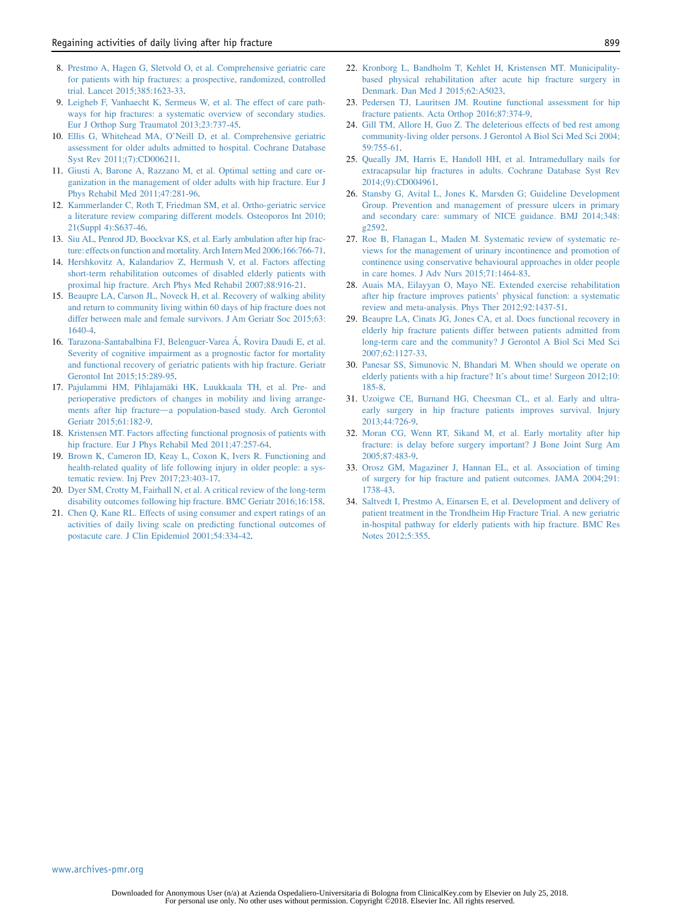8. Prestmo A, Hagen G, Sletvold O, et al. Comprehensive geriatric care for patients with hip fractures: a prospective, randomized, controlled trial. Lancet 2015;385:1623-33.
9. Leigheb F, Vanhaecht K, Sermeus W, et al. The effect of care pathways for hip fractures: a systematic overview of secondary studies. Eur J Orthop Surg Traumatol 2013;23:737-45.
10. Ellis G, Whitehead MA, O'Neill D, et al. Comprehensive geriatric assessment for older adults admitted to hospital. Cochrane Database Syst Rev 2011;(7):CD006211.
11. Giusti A, Barone A, Razzano M, et al. Optimal setting and care organization in the management of older adults with hip fracture. Eur J Phys Rehabil Med 2011;47:281-96.
12. Kammerlander C, Roth T, Friedman SM, et al. Ortho-geriatric service a literature review comparing different models. Osteoporos Int 2010; 21(Suppl 4):S637-46.
13. Siu AL, Penrod JD, Boockvar KS, et al. Early ambulation after hip fracture: effects on function and mortality. Arch Intern Med 2006;166:766-71.
14. Hershkovitz A, Kalandariov Z, Hermush V, et al. Factors affecting short-term rehabilitation outcomes of disabled elderly patients with proximal hip fracture. Arch Phys Med Rehabil 2007;88:916-21.
15. Beaupre LA, Carson JL, Noveck H, et al. Recovery of walking ability and return to community living within 60 days of hip fracture does not differ between male and female survivors. J Am Geriatr Soc 2015;63: 1640-4.
16. Tarazona-Santabalbina FJ, Belenguer-Varea Á, Rovira Daudi E, et al. Severity of cognitive impairment as a prognostic factor for mortality and functional recovery of geriatric patients with hip fracture. Geriatr Gerontol Int 2015;15:289-95.
17. Pajulammi HM, Pihlajamäki HK, Luukkaala TH, et al. Pre- and perioperative predictors of changes in mobility and living arrangements after hip fracture—a population-based study. Arch Gerontol Geriatr 2015;61:182-9.
18. Kristensen MT. Factors affecting functional prognosis of patients with hip fracture. Eur J Phys Rehabil Med 2011;47:257-64.
19. Brown K, Cameron ID, Keay L, Coxon K, Ivers R. Functioning and health-related quality of life following injury in older people: a systematic review. Inj Prev 2017;23:403-17.
20. Dyer SM, Crotty M, Fairhall N, et al. A critical review of the long-term disability outcomes following hip fracture. BMC Geriatr 2016;16:158.
21. Chen Q, Kane RL. Effects of using consumer and expert ratings of an activities of daily living scale on predicting functional outcomes of postacute care. J Clin Epidemiol 2001;54:334-42.
22. Kronborg L, Bandholm T, Kehlet H, Kristensen MT. Municipality-based physical rehabilitation after acute hip fracture surgery in Denmark. Dan Med J 2015;62:A5023.
23. Pedersen TJ, Lauritsen JM. Routine functional assessment for hip fracture patients. Acta Orthop 2016;87:374-9.
24. Gill TM, Allore H, Guo Z. The deleterious effects of bed rest among community-living older persons. J Gerontol A Biol Sci Med Sci 2004; 59:755-61.
25. Queally JM, Harris E, Handoll HH, et al. Intramedullary nails for extracapsular hip fractures in adults. Cochrane Database Syst Rev 2014;(9):CD004961.
26. Stansby G, Avital L, Jones K, Marsden G; Guideline Development Group. Prevention and management of pressure ulcers in primary and secondary care: summary of NICE guidance. BMJ 2014;348: g2592.
27. Roe B, Flanagan L, Maden M. Systematic review of systematic reviews for the management of urinary incontinence and promotion of continence using conservative behavioural approaches in older people in care homes. J Adv Nurs 2015;71:1464-83.
28. Auais MA, Eilayyan O, Mayo NE. Extended exercise rehabilitation after hip fracture improves patients' physical function: a systematic review and meta-analysis. Phys Ther 2012;92:1437-51.
29. Beaupre LA, Cinats JG, Jones CA, et al. Does functional recovery in elderly hip fracture patients differ between patients admitted from long-term care and the community? J Gerontol A Biol Sci Med Sci 2007;62:1127-33.
30. Panesar SS, Simunovic N, Bhandari M. When should we operate on elderly patients with a hip fracture? It's about time! Surgeon 2012;10: 185-8.
31. Uzoigwe CE, Burnand HG, Cheesman CL, et al. Early and ultra-early surgery in hip fracture patients improves survival. Injury 2013;44:726-9.
32. Moran CG, Wenn RT, Sikand M, et al. Early mortality after hip fracture: is delay before surgery important? J Bone Joint Surg Am 2005;87:483-9.
33. Orosz GM, Magaziner J, Hannan EL, et al. Association of timing of surgery for hip fracture and patient outcomes. JAMA 2004;291: 1738-43.
34. Saltvedt I, Prestmo A, Einarsen E, et al. Development and delivery of patient treatment in the Trondheim Hip Fracture Trial. A new geriatric in-hospital pathway for elderly patients with hip fracture. BMC Res Notes 2012;5:355.